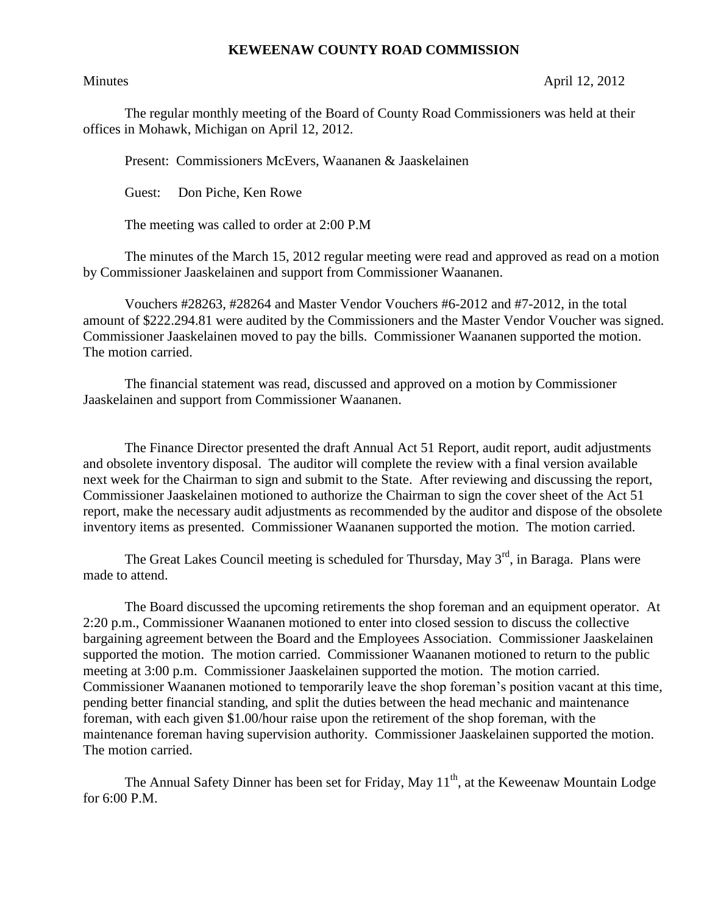# KEWEENAW COUNTY ROAD COMMISSION

Minutes April 12, 2012

The regular monthly meeting of the Board of County Road Commissioners was held at their offices in Mohawk, Michigan on April 12, 2012.

Present: Commissioners McEvers, Waananen & Jaaskelainen

Guest: Don Piche, Ken Rowe

The meeting was called to order at 2:00 P.M

The minutes of the March 15, 2012 regular meeting were read and approved as read on a motion by Commissioner Jaaskelainen and support from Commissioner Waananen.

Vouchers #28263, #28264 and Master Vendor Vouchers #6-2012 and #7-2012, in the total amount of $222.294.81 were audited by the Commissioners and the Master Vendor Voucher was signed. Commissioner Jaaskelainen moved to pay the bills. Commissioner Waananen supported the motion. The motion carried.

The financial statement was read, discussed and approved on a motion by Commissioner Jaaskelainen and support from Commissioner Waananen.

The Finance Director presented the draft Annual Act 51 Report, audit report, audit adjustments and obsolete inventory disposal. The auditor will complete the review with a final version available next week for the Chairman to sign and submit to the State. After reviewing and discussing the report, Commissioner Jaaskelainen motioned to authorize the Chairman to sign the cover sheet of the Act 51 report, make the necessary audit adjustments as recommended by the auditor and dispose of the obsolete inventory items as presented. Commissioner Waananen supported the motion. The motion carried.

The Great Lakes Council meeting is scheduled for Thursday, May 3rd, in Baraga. Plans were made to attend.

The Board discussed the upcoming retirements the shop foreman and an equipment operator. At 2:20 p.m., Commissioner Waananen motioned to enter into closed session to discuss the collective bargaining agreement between the Board and the Employees Association. Commissioner Jaaskelainen supported the motion. The motion carried. Commissioner Waananen motioned to return to the public meeting at 3:00 p.m. Commissioner Jaaskelainen supported the motion. The motion carried. Commissioner Waananen motioned to temporarily leave the shop foreman's position vacant at this time, pending better financial standing, and split the duties between the head mechanic and maintenance foreman, with each given $1.00/hour raise upon the retirement of the shop foreman, with the maintenance foreman having supervision authority. Commissioner Jaaskelainen supported the motion. The motion carried.

The Annual Safety Dinner has been set for Friday, May 11th, at the Keweenaw Mountain Lodge for 6:00 P.M.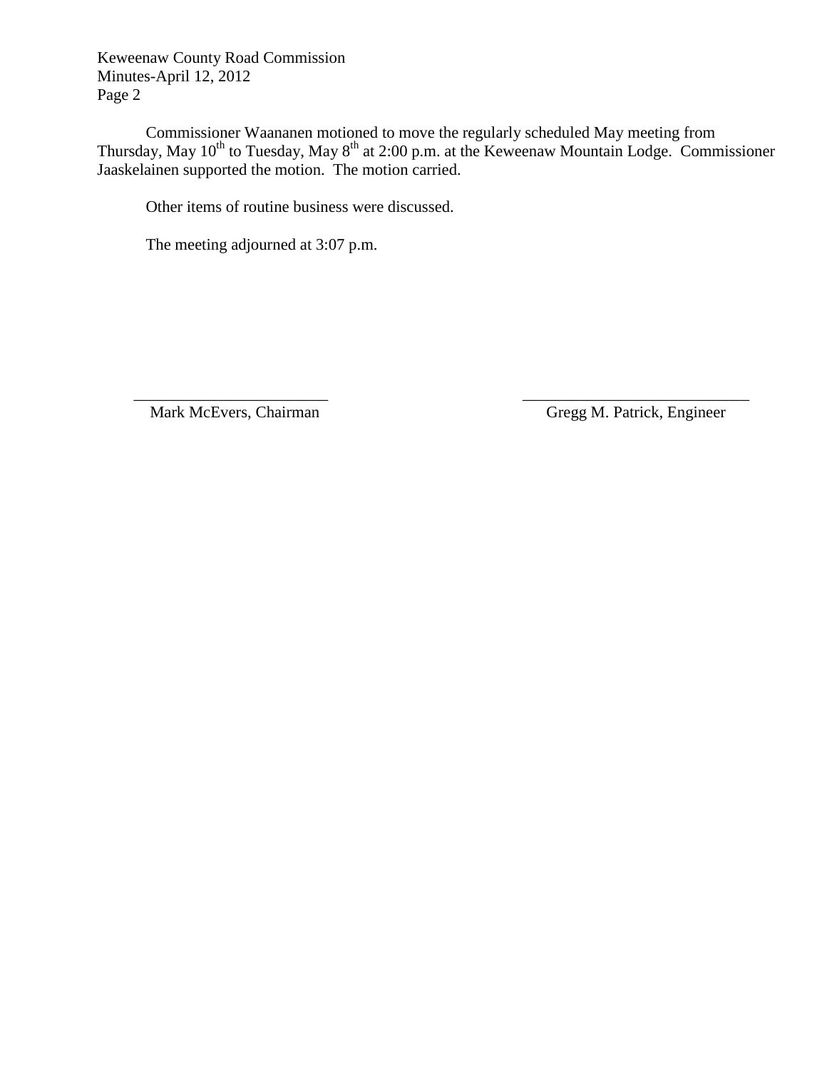Commissioner Waananen motioned to move the regularly scheduled May meeting from Thursday, May 10th to Tuesday, May 8th at 2:00 p.m. at the Keweenaw Mountain Lodge. Commissioner Jaaskelainen supported the motion. The motion carried.

Other items of routine business were discussed.

The meeting adjourned at 3:07 p.m.

| | |
|---|---|
| \_\_\_\_\_\_\_\_\_\_\_\_\_\_\_\_\_\_\_\_\_\_\_\_ | \_\_\_\_\_\_\_\_\_\_\_\_\_\_\_\_\_\_\_\_\_\_\_\_\_\_\_\_ |
| Mark McEvers, Chairman | Gregg M. Patrick, Engineer |